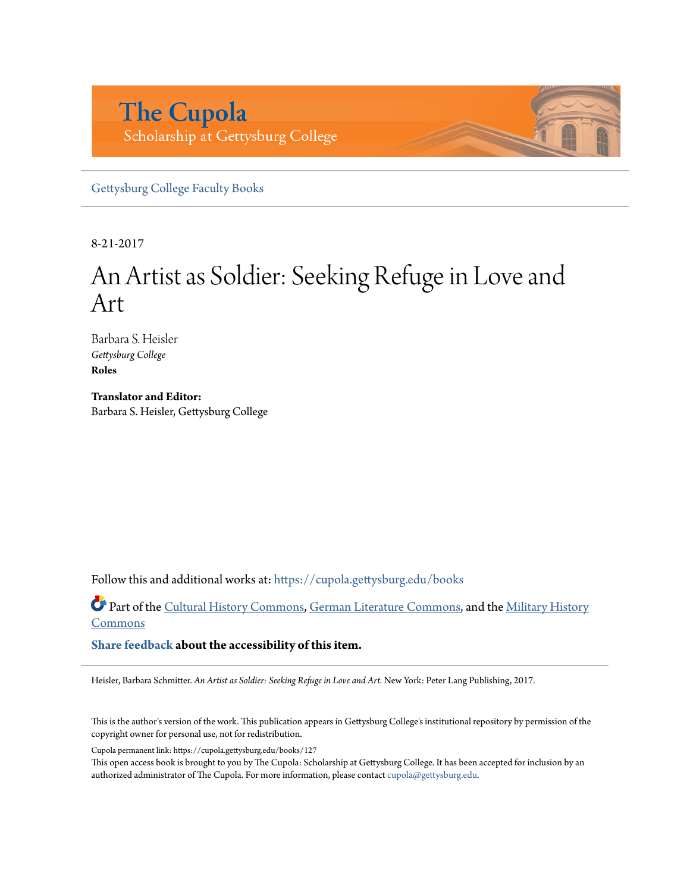The Cupola
Scholarship at Gettysburg College

Gettysburg College Faculty Books

8-21-2017

# An Artist as Soldier: Seeking Refuge in Love and Art

Barbara S. Heisler
*Gettysburg College*

**Roles**

**Translator and Editor:**
Barbara S. Heisler, Gettysburg College

Follow this and additional works at: https://cupola.gettysburg.edu/books

Part of the Cultural History Commons, German Literature Commons, and the Military History Commons

**Share feedback about the accessibility of this item.**

Heisler, Barbara Schmitter. *An Artist as Soldier: Seeking Refuge in Love and Art.* New York: Peter Lang Publishing, 2017.

This is the author's version of the work. This publication appears in Gettysburg College's institutional repository by permission of the copyright owner for personal use, not for redistribution.

Cupola permanent link: https://cupola.gettysburg.edu/books/127

This open access book is brought to you by The Cupola: Scholarship at Gettysburg College. It has been accepted for inclusion by an authorized administrator of The Cupola. For more information, please contact cupola@gettysburg.edu.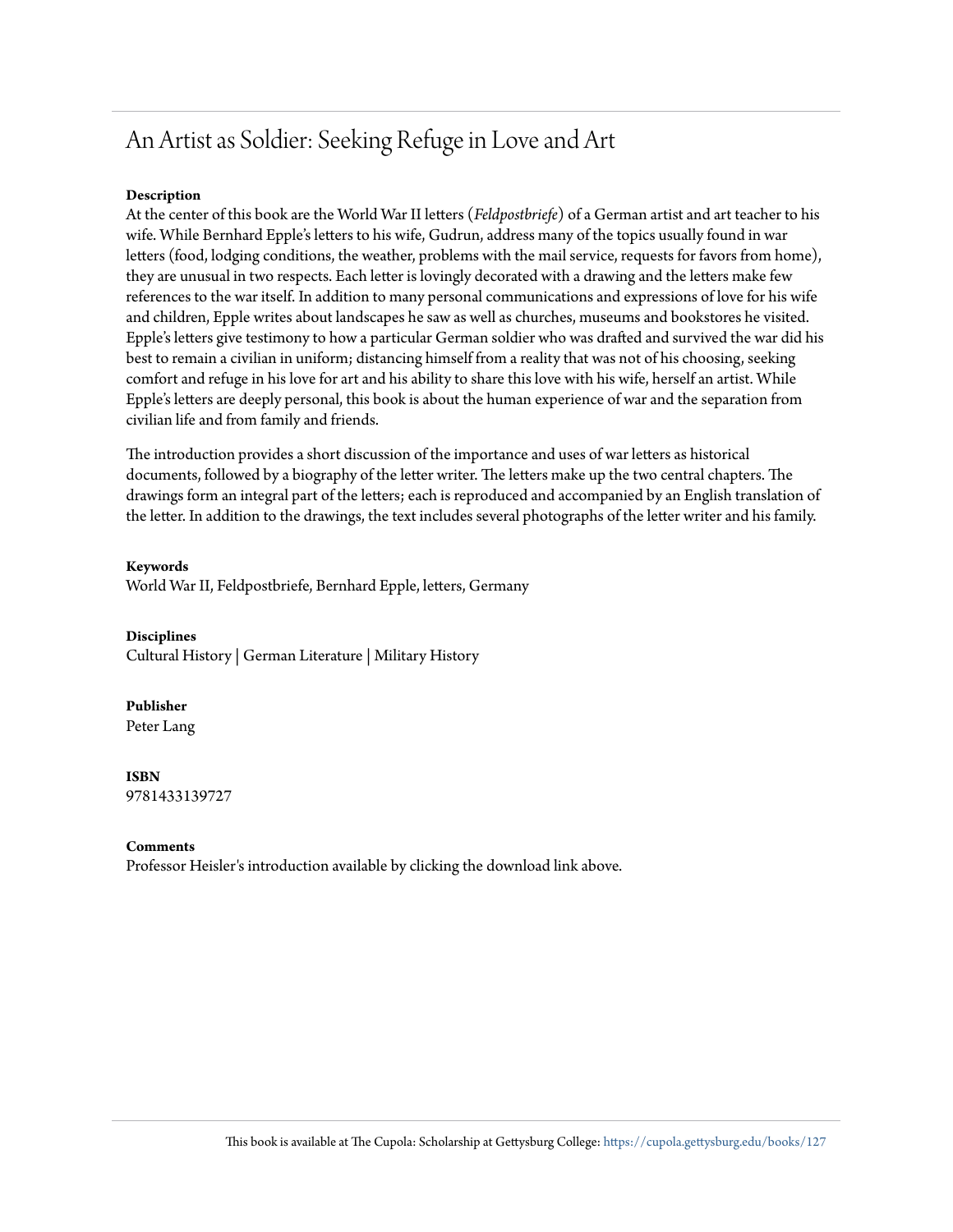# An Artist as Soldier: Seeking Refuge in Love and Art

**Description**

At the center of this book are the World War II letters (*Feldpostbriefe*) of a German artist and art teacher to his wife. While Bernhard Epple's letters to his wife, Gudrun, address many of the topics usually found in war letters (food, lodging conditions, the weather, problems with the mail service, requests for favors from home), they are unusual in two respects. Each letter is lovingly decorated with a drawing and the letters make few references to the war itself. In addition to many personal communications and expressions of love for his wife and children, Epple writes about landscapes he saw as well as churches, museums and bookstores he visited. Epple's letters give testimony to how a particular German soldier who was drafted and survived the war did his best to remain a civilian in uniform; distancing himself from a reality that was not of his choosing, seeking comfort and refuge in his love for art and his ability to share this love with his wife, herself an artist. While Epple's letters are deeply personal, this book is about the human experience of war and the separation from civilian life and from family and friends.

The introduction provides a short discussion of the importance and uses of war letters as historical documents, followed by a biography of the letter writer. The letters make up the two central chapters. The drawings form an integral part of the letters; each is reproduced and accompanied by an English translation of the letter. In addition to the drawings, the text includes several photographs of the letter writer and his family.

**Keywords**

World War II, Feldpostbriefe, Bernhard Epple, letters, Germany

**Disciplines**

Cultural History | German Literature | Military History

**Publisher**

Peter Lang

**ISBN**

9781433139727

**Comments**

Professor Heisler's introduction available by clicking the download link above.

This book is available at The Cupola: Scholarship at Gettysburg College: https://cupola.gettysburg.edu/books/127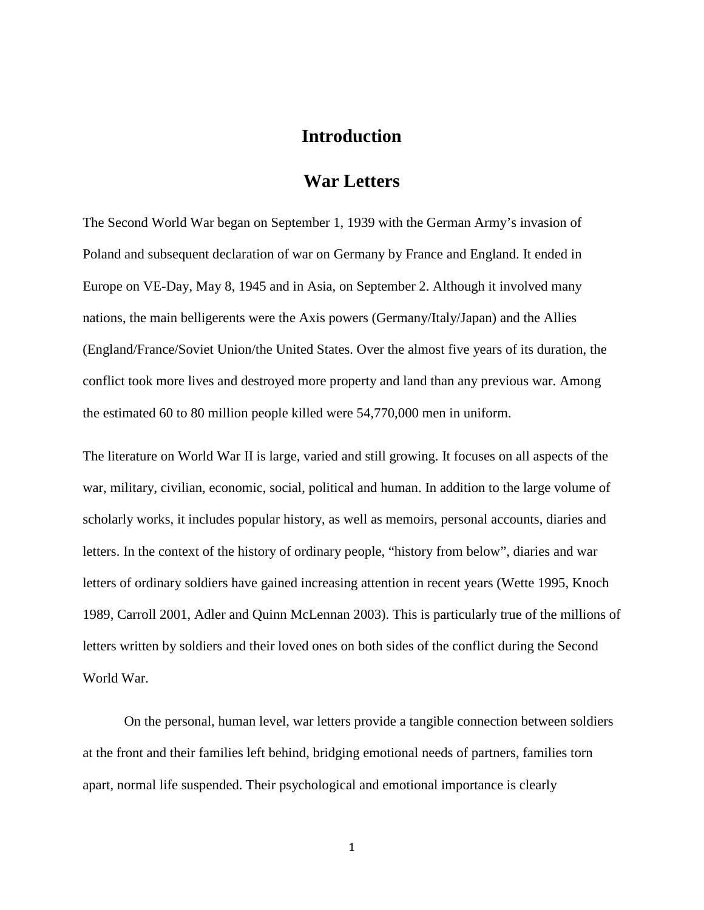# Introduction

## War Letters

The Second World War began on September 1, 1939 with the German Army's invasion of Poland and subsequent declaration of war on Germany by France and England. It ended in Europe on VE-Day, May 8, 1945 and in Asia, on September 2. Although it involved many nations, the main belligerents were the Axis powers (Germany/Italy/Japan) and the Allies (England/France/Soviet Union/the United States. Over the almost five years of its duration, the conflict took more lives and destroyed more property and land than any previous war. Among the estimated 60 to 80 million people killed were 54,770,000 men in uniform.

The literature on World War II is large, varied and still growing. It focuses on all aspects of the war, military, civilian, economic, social, political and human. In addition to the large volume of scholarly works, it includes popular history, as well as memoirs, personal accounts, diaries and letters. In the context of the history of ordinary people, "history from below", diaries and war letters of ordinary soldiers have gained increasing attention in recent years (Wette 1995, Knoch 1989, Carroll 2001, Adler and Quinn McLennan 2003). This is particularly true of the millions of letters written by soldiers and their loved ones on both sides of the conflict during the Second World War.

On the personal, human level, war letters provide a tangible connection between soldiers at the front and their families left behind, bridging emotional needs of partners, families torn apart, normal life suspended. Their psychological and emotional importance is clearly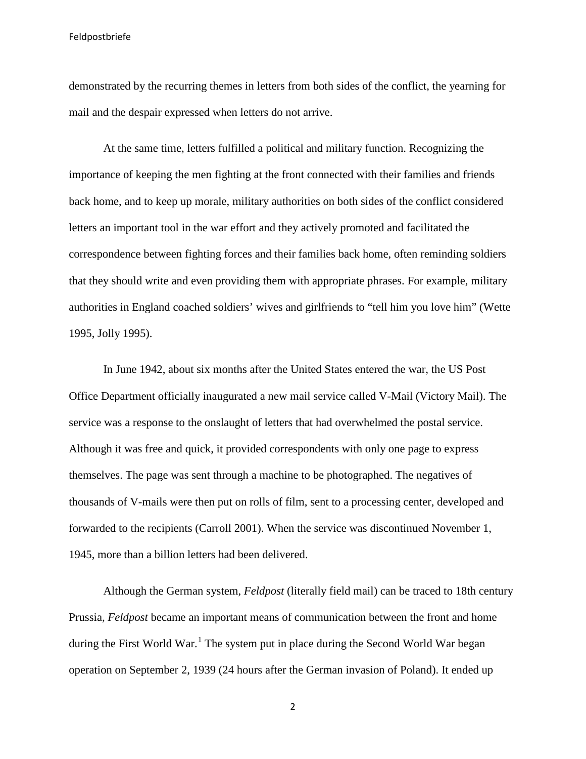demonstrated by the recurring themes in letters from both sides of the conflict, the yearning for mail and the despair expressed when letters do not arrive.

At the same time, letters fulfilled a political and military function. Recognizing the importance of keeping the men fighting at the front connected with their families and friends back home, and to keep up morale, military authorities on both sides of the conflict considered letters an important tool in the war effort and they actively promoted and facilitated the correspondence between fighting forces and their families back home, often reminding soldiers that they should write and even providing them with appropriate phrases. For example, military authorities in England coached soldiers' wives and girlfriends to "tell him you love him" (Wette 1995, Jolly 1995).

In June 1942, about six months after the United States entered the war, the US Post Office Department officially inaugurated a new mail service called V-Mail (Victory Mail). The service was a response to the onslaught of letters that had overwhelmed the postal service. Although it was free and quick, it provided correspondents with only one page to express themselves. The page was sent through a machine to be photographed. The negatives of thousands of V-mails were then put on rolls of film, sent to a processing center, developed and forwarded to the recipients (Carroll 2001). When the service was discontinued November 1, 1945, more than a billion letters had been delivered.

Although the German system, *Feldpost* (literally field mail) can be traced to 18th century Prussia, *Feldpost* became an important means of communication between the front and home during the First World War.[1] The system put in place during the Second World War began operation on September 2, 1939 (24 hours after the German invasion of Poland). It ended up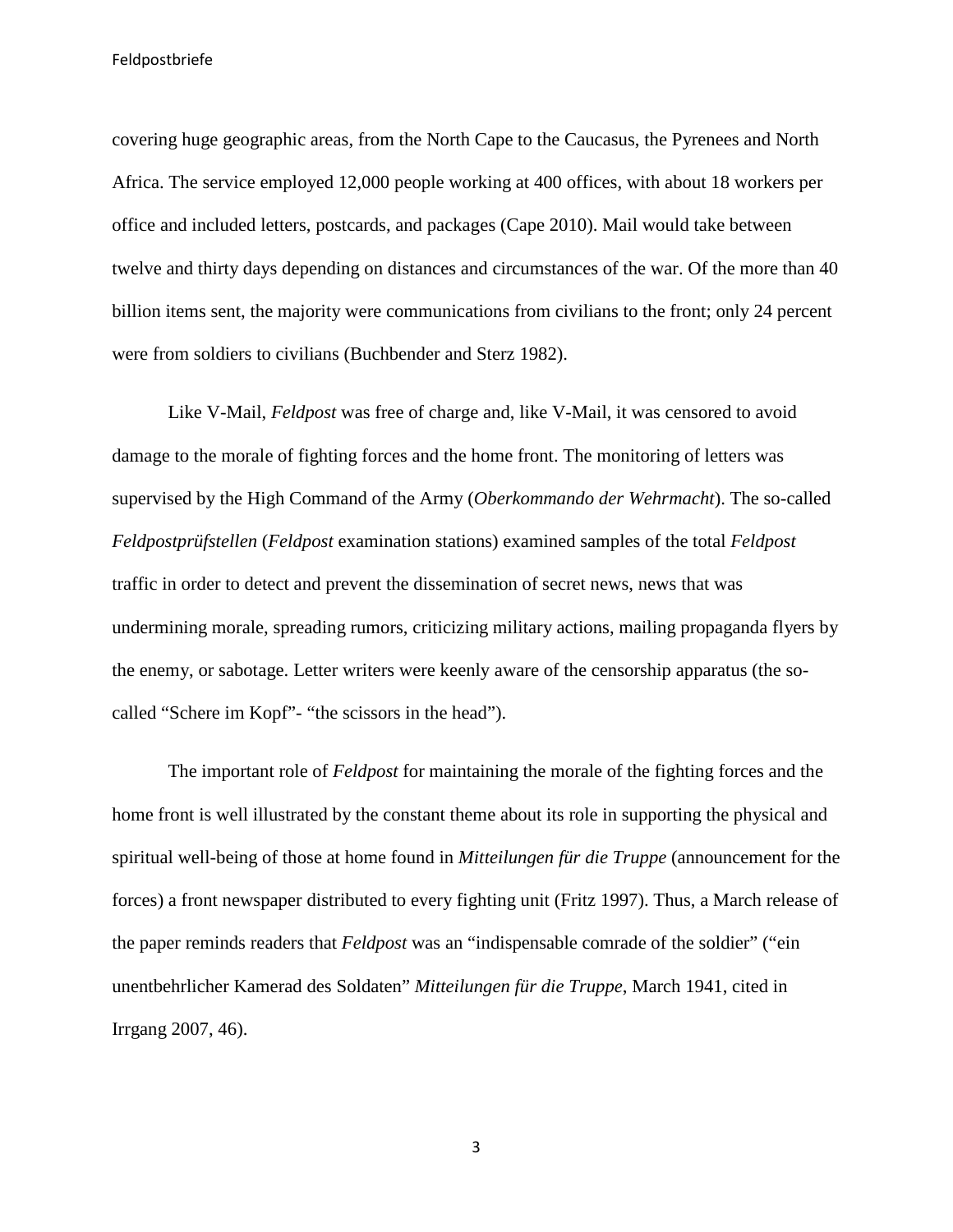covering huge geographic areas, from the North Cape to the Caucasus, the Pyrenees and North Africa. The service employed 12,000 people working at 400 offices, with about 18 workers per office and included letters, postcards, and packages (Cape 2010). Mail would take between twelve and thirty days depending on distances and circumstances of the war. Of the more than 40 billion items sent, the majority were communications from civilians to the front; only 24 percent were from soldiers to civilians (Buchbender and Sterz 1982).

Like V-Mail, *Feldpost* was free of charge and, like V-Mail, it was censored to avoid damage to the morale of fighting forces and the home front. The monitoring of letters was supervised by the High Command of the Army (*Oberkommando der Wehrmacht*). The so-called *Feldpostprüfstellen* (*Feldpost* examination stations) examined samples of the total *Feldpost* traffic in order to detect and prevent the dissemination of secret news, news that was undermining morale, spreading rumors, criticizing military actions, mailing propaganda flyers by the enemy, or sabotage. Letter writers were keenly aware of the censorship apparatus (the so-called "Schere im Kopf"- "the scissors in the head").

The important role of *Feldpost* for maintaining the morale of the fighting forces and the home front is well illustrated by the constant theme about its role in supporting the physical and spiritual well-being of those at home found in *Mitteilungen für die Truppe* (announcement for the forces) a front newspaper distributed to every fighting unit (Fritz 1997). Thus, a March release of the paper reminds readers that *Feldpost* was an "indispensable comrade of the soldier" ("ein unentbehrlicher Kamerad des Soldaten" *Mitteilungen für die Truppe*, March 1941, cited in Irrgang 2007, 46).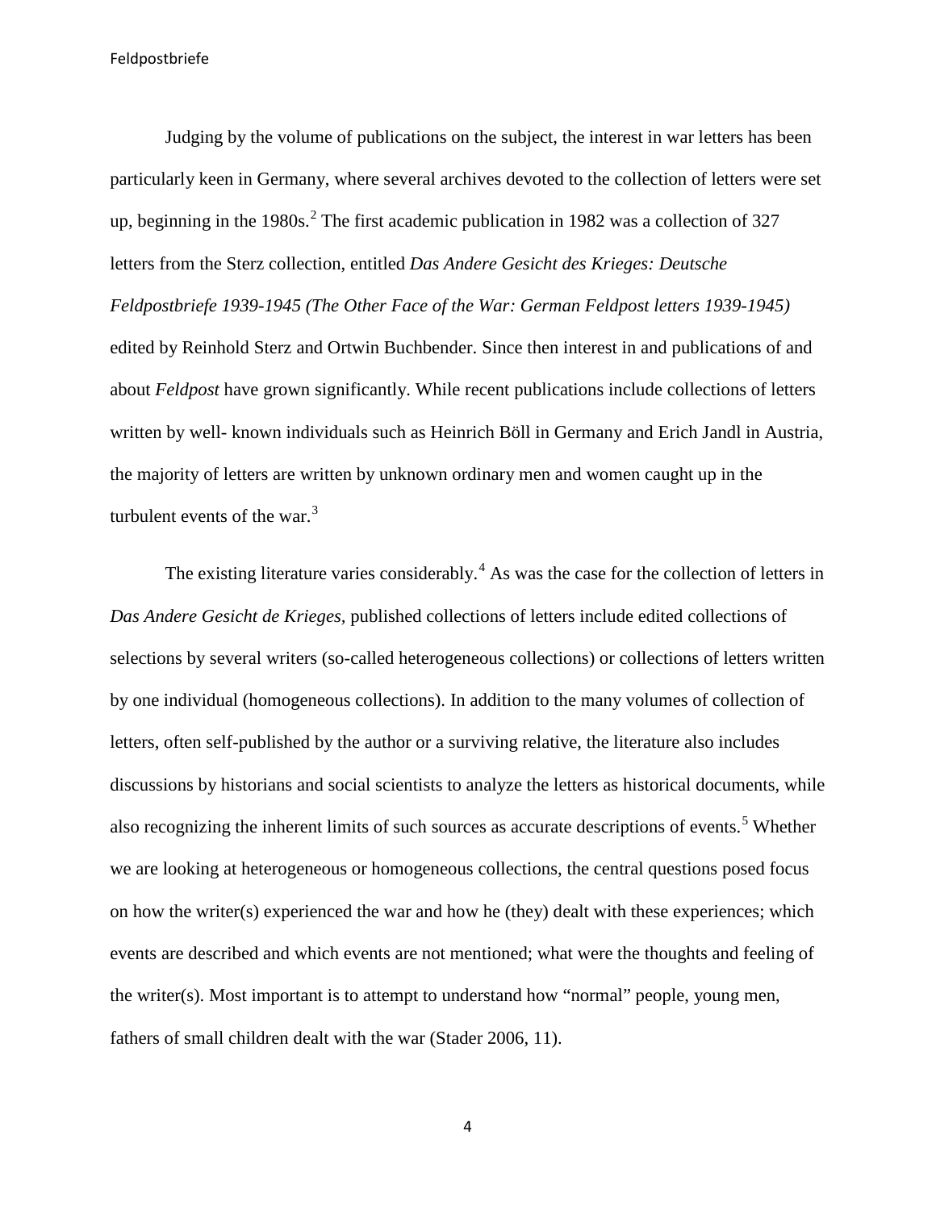Judging by the volume of publications on the subject, the interest in war letters has been particularly keen in Germany, where several archives devoted to the collection of letters were set up, beginning in the 1980s.[2] The first academic publication in 1982 was a collection of 327 letters from the Sterz collection, entitled *Das Andere Gesicht des Krieges: Deutsche Feldpostbriefe 1939-1945 (The Other Face of the War: German Feldpost letters 1939-1945)* edited by Reinhold Sterz and Ortwin Buchbender. Since then interest in and publications of and about *Feldpost* have grown significantly. While recent publications include collections of letters written by well- known individuals such as Heinrich Böll in Germany and Erich Jandl in Austria, the majority of letters are written by unknown ordinary men and women caught up in the turbulent events of the war.[3]

The existing literature varies considerably.[4] As was the case for the collection of letters in *Das Andere Gesicht de Krieges,* published collections of letters include edited collections of selections by several writers (so-called heterogeneous collections) or collections of letters written by one individual (homogeneous collections). In addition to the many volumes of collection of letters, often self-published by the author or a surviving relative, the literature also includes discussions by historians and social scientists to analyze the letters as historical documents, while also recognizing the inherent limits of such sources as accurate descriptions of events.[5] Whether we are looking at heterogeneous or homogeneous collections, the central questions posed focus on how the writer(s) experienced the war and how he (they) dealt with these experiences; which events are described and which events are not mentioned; what were the thoughts and feeling of the writer(s). Most important is to attempt to understand how "normal" people, young men, fathers of small children dealt with the war (Stader 2006, 11).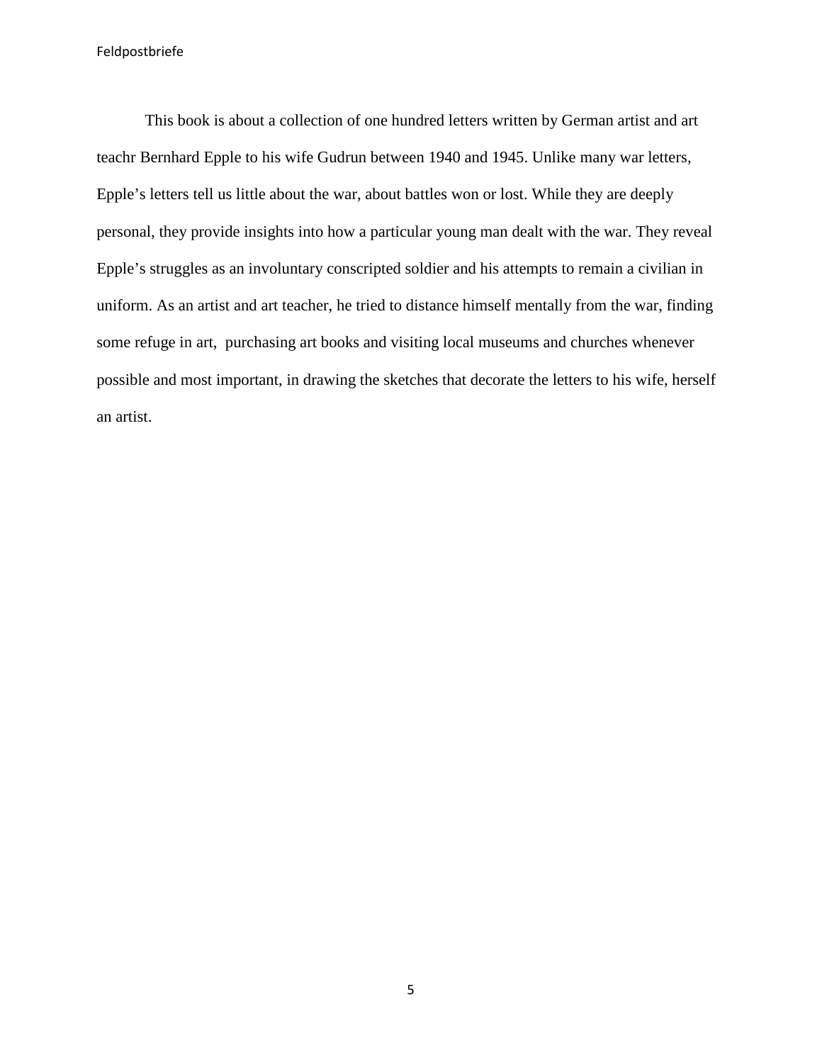This book is about a collection of one hundred letters written by German artist and art teachr Bernhard Epple to his wife Gudrun between 1940 and 1945. Unlike many war letters, Epple's letters tell us little about the war, about battles won or lost. While they are deeply personal, they provide insights into how a particular young man dealt with the war. They reveal Epple's struggles as an involuntary conscripted soldier and his attempts to remain a civilian in uniform. As an artist and art teacher, he tried to distance himself mentally from the war, finding some refuge in art, purchasing art books and visiting local museums and churches whenever possible and most important, in drawing the sketches that decorate the letters to his wife, herself an artist.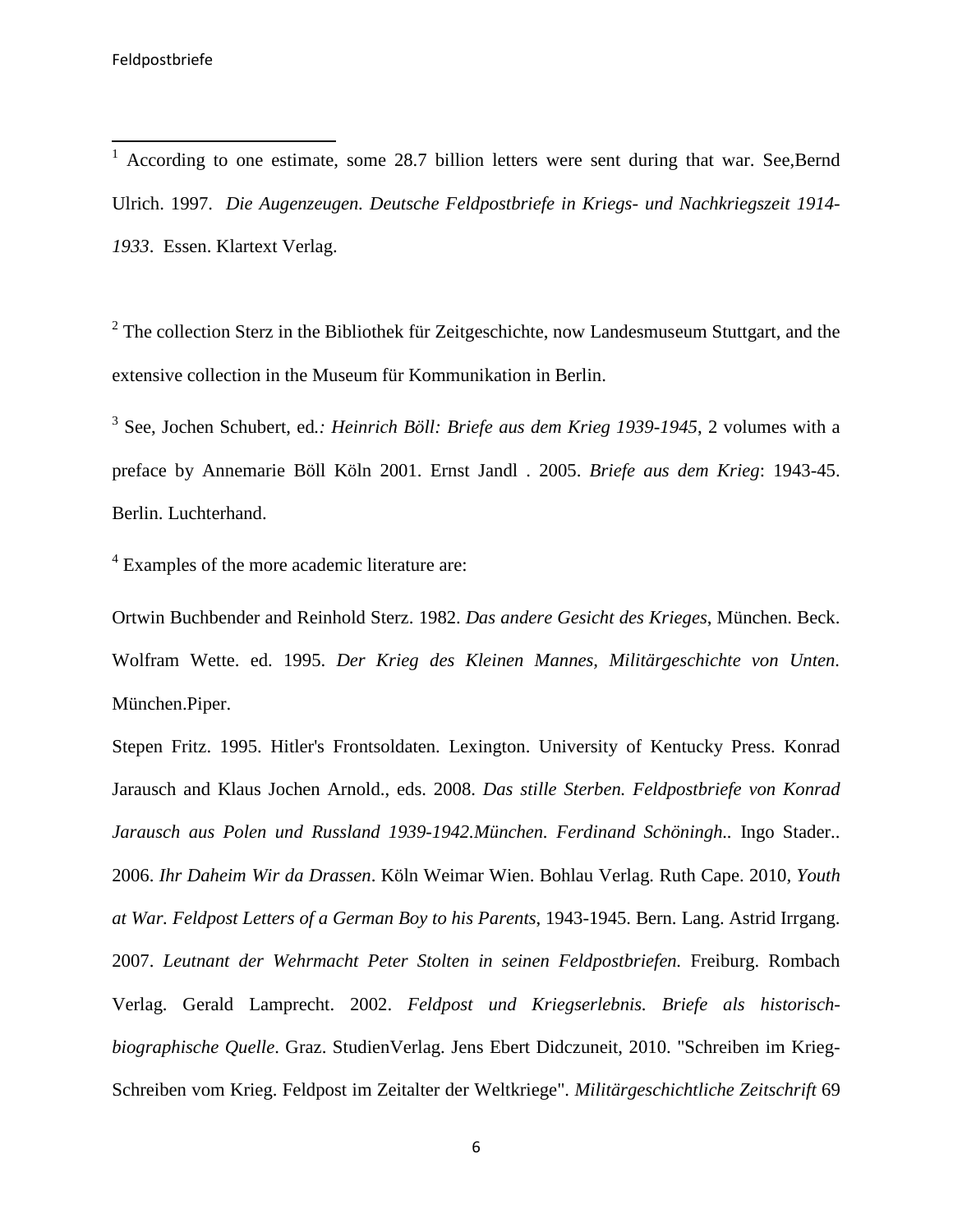[1] According to one estimate, some 28.7 billion letters were sent during that war. See,Bernd Ulrich. 1997. *Die Augenzeugen. Deutsche Feldpostbriefe in Kriegs- und Nachkriegszeit 1914-1933*. Essen. Klartext Verlag.

[2] The collection Sterz in the Bibliothek für Zeitgeschichte, now Landesmuseum Stuttgart, and the extensive collection in the Museum für Kommunikation in Berlin.

[3] See, Jochen Schubert, ed.*: Heinrich Böll: Briefe aus dem Krieg 1939-1945*, 2 volumes with a preface by Annemarie Böll Köln 2001. Ernst Jandl . 2005. *Briefe aus dem Krieg*: 1943-45. Berlin. Luchterhand.

[4] Examples of the more academic literature are:

Ortwin Buchbender and Reinhold Sterz. 1982. *Das andere Gesicht des Krieges*, München. Beck. Wolfram Wette. ed. 1995. *Der Krieg des Kleinen Mannes, Militärgeschichte von Unten*. München.Piper.

Stepen Fritz. 1995. Hitler's Frontsoldaten. Lexington. University of Kentucky Press. Konrad Jarausch and Klaus Jochen Arnold., eds. 2008. *Das stille Sterben. Feldpostbriefe von Konrad Jarausch aus Polen und Russland 1939-1942.München. Ferdinand Schöningh.*. Ingo Stader.. 2006. *Ihr Daheim Wir da Drassen*. Köln Weimar Wien. Bohlau Verlag. Ruth Cape. 2010, *Youth at War. Feldpost Letters of a German Boy to his Parents*, 1943-1945. Bern. Lang. Astrid Irrgang. 2007. *Leutnant der Wehrmacht Peter Stolten in seinen Feldpostbriefen.* Freiburg. Rombach Verlag. Gerald Lamprecht. 2002. *Feldpost und Kriegserlebnis. Briefe als historisch-biographische Quelle*. Graz. StudienVerlag. Jens Ebert Didczuneit, 2010. "Schreiben im Krieg-Schreiben vom Krieg. Feldpost im Zeitalter der Weltkriege". *Militärgeschichtliche Zeitschrift* 69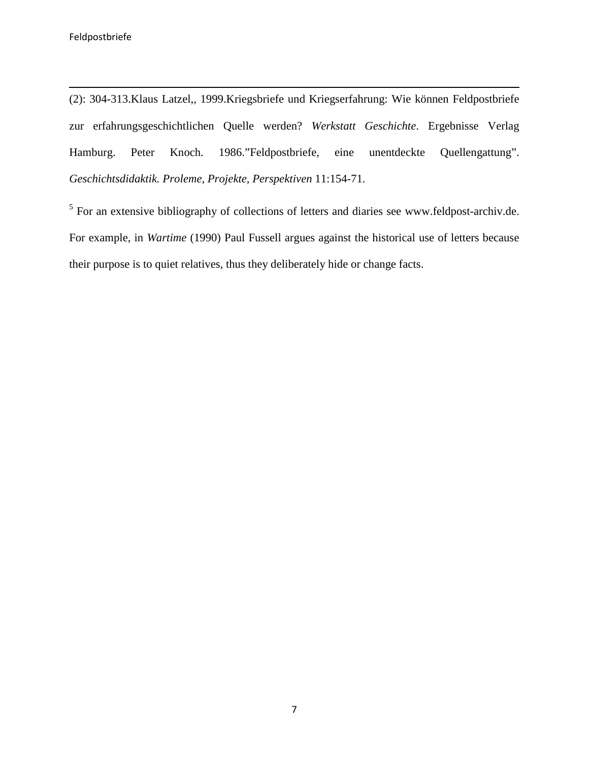(2): 304-313.Klaus Latzel,, 1999.Kriegsbriefe und Kriegserfahrung: Wie können Feldpostbriefe zur erfahrungsgeschichtlichen Quelle werden? *Werkstatt Geschichte*. Ergebnisse Verlag Hamburg. Peter Knoch. 1986.”Feldpostbriefe, eine unentdeckte Quellengattung”. *Geschichtsdidaktik. Proleme, Projekte, Perspektiven* 11:154-71.

[5] For an extensive bibliography of collections of letters and diaries see www.feldpost-archiv.de. For example, in *Wartime* (1990) Paul Fussell argues against the historical use of letters because their purpose is to quiet relatives, thus they deliberately hide or change facts.